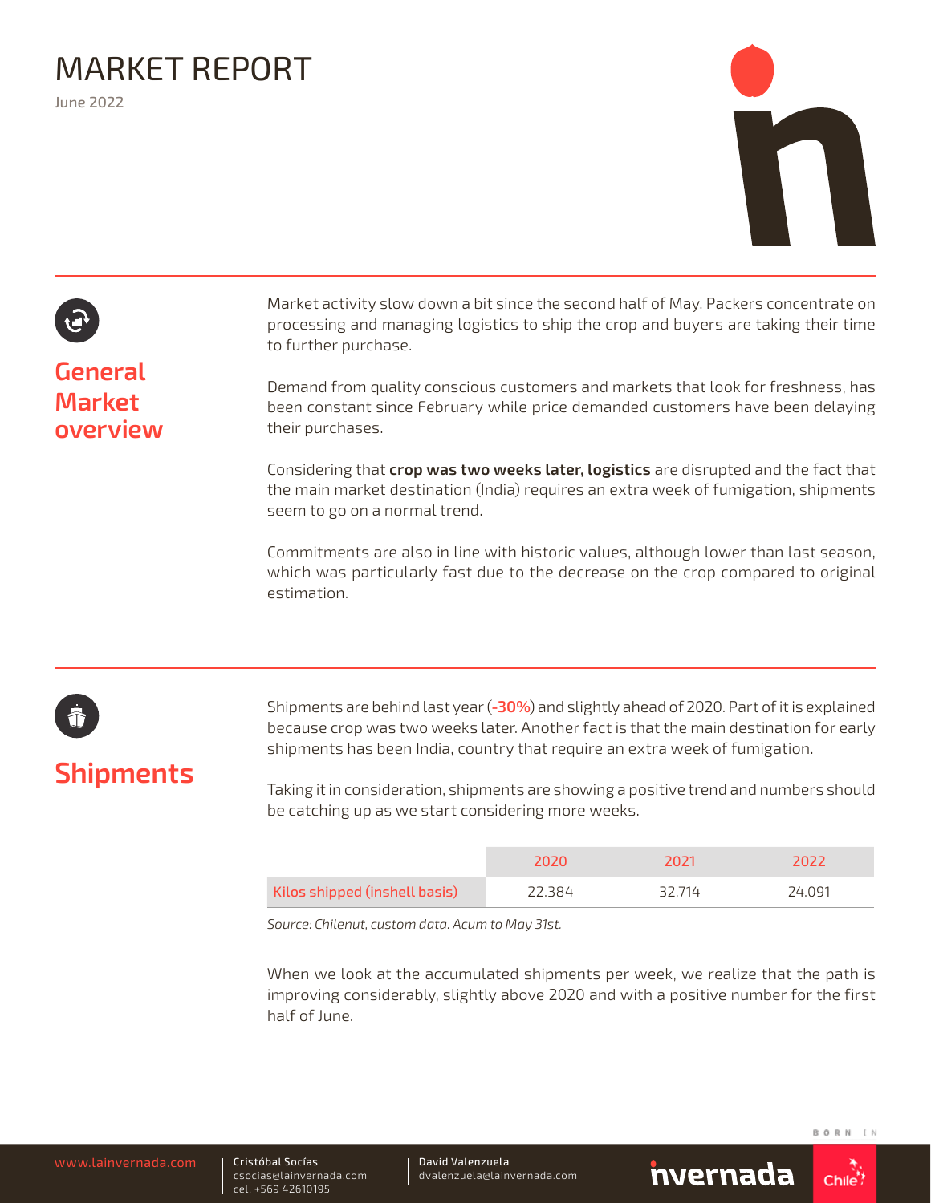# MARKET REPORT

June 2022

## General Market overview

Market activity slow down a bit since the second half of May. Packers concentrate on processing and managing logistics to ship the crop and buyers are taking their time to further purchase.

Demand from quality conscious customers and markets that look for freshness, has been constant since February while price demanded customers have been delaying their purchases.

Considering that **crop was two weeks later, logistics** are disrupted and the fact that the main market destination (India) requires an extra week of fumigation, shipments seem to go on a normal trend.

Commitments are also in line with historic values, although lower than last season, which was particularly fast due to the decrease on the crop compared to original estimation.

## Shipments

Shipments are behind last year (**-30%**) and slightly ahead of 2020. Part of it is explained because crop was two weeks later. Another fact is that the main destination for early shipments has been India, country that require an extra week of fumigation.

Taking it in consideration, shipments are showing a positive trend and numbers should be catching up as we start considering more weeks.

| | 2020 | 2021 | 2022 |
|---|---|---|---|
| Kilos shipped (inshell basis) | 22.384 | 32.714 | 24.091 |

*Source: Chilenut, custom data. Acum to May 31st.*

When we look at the accumulated shipments per week, we realize that the path is improving considerably, slightly above 2020 and with a positive number for the first half of June.

www.lainvernada.com | Cristóbal Socías csocias@lainvernada.com cel. +569 42610195 | David Valenzuela dvalenzuela@lainvernada.com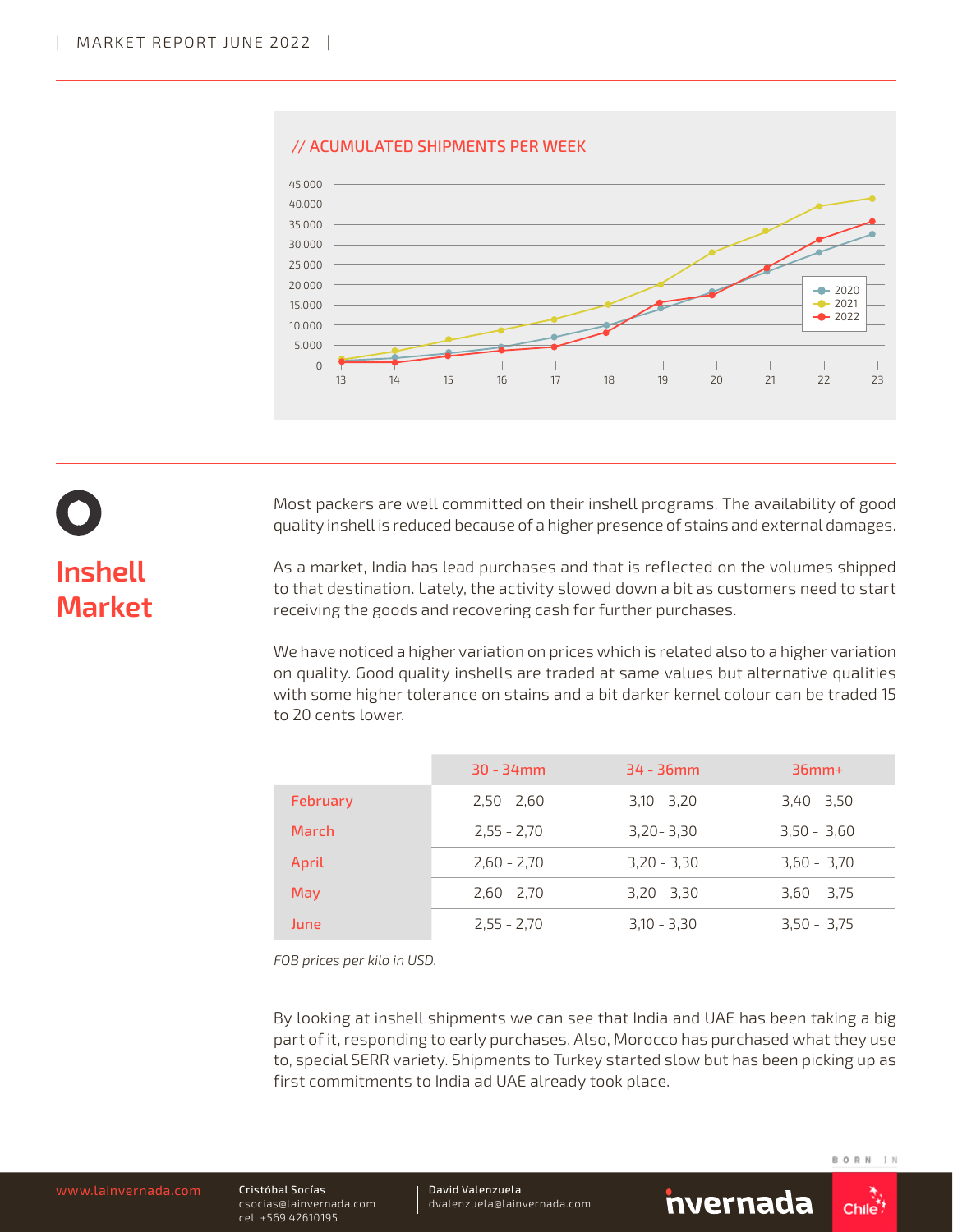## // ACUMULATED SHIPMENTS PER WEEK

# Inshell Market

Most packers are well committed on their inshell programs. The availability of good quality inshell is reduced because of a higher presence of stains and external damages.

As a market, India has lead purchases and that is reflected on the volumes shipped to that destination. Lately, the activity slowed down a bit as customers need to start receiving the goods and recovering cash for further purchases.

We have noticed a higher variation on prices which is related also to a higher variation on quality. Good quality inshells are traded at same values but alternative qualities with some higher tolerance on stains and a bit darker kernel colour can be traded 15 to 20 cents lower.

| | 30 - 34mm | 34 - 36mm | 36mm+ |
|---|---|---|---|
| February | 2,50 - 2,60 | 3,10 - 3,20 | 3,40 - 3,50 |
| March | 2,55 - 2,70 | 3,20- 3,30 | 3,50 - 3,60 |
| April | 2,60 - 2,70 | 3,20 - 3,30 | 3,60 - 3,70 |
| May | 2,60 - 2,70 | 3,20 - 3,30 | 3,60 - 3,75 |
| June | 2,55 - 2,70 | 3,10 - 3,30 | 3,50 - 3,75 |

*FOB prices per kilo in USD.*

By looking at inshell shipments we can see that India and UAE has been taking a big part of it, responding to early purchases. Also, Morocco has purchased what they use to, special SERR variety. Shipments to Turkey started slow but has been picking up as first commitments to India ad UAE already took place.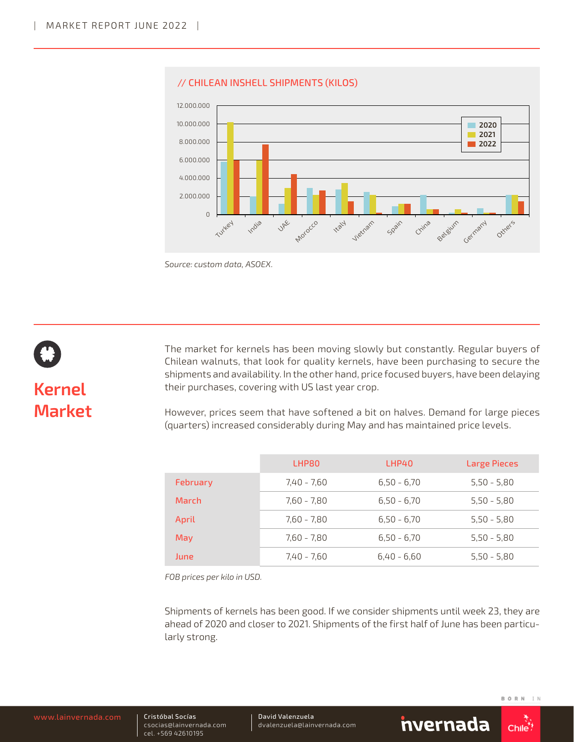// CHILEAN INSHELL SHIPMENTS (KILOS)

Source: custom data, ASOEX.

## Kernel Market

The market for kernels has been moving slowly but constantly. Regular buyers of Chilean walnuts, that look for quality kernels, have been purchasing to secure the shipments and availability. In the other hand, price focused buyers, have been delaying their purchases, covering with US last year crop.

However, prices seem that have softened a bit on halves. Demand for large pieces (quarters) increased considerably during May and has maintained price levels.

| | LHP80 | LHP40 | Large Pieces |
|---|---|---|---|
| February | 7,40 - 7,60 | 6,50 - 6,70 | 5,50 - 5,80 |
| March | 7,60 - 7,80 | 6,50 - 6,70 | 5,50 - 5,80 |
| April | 7,60 - 7,80 | 6,50 - 6,70 | 5,50 - 5,80 |
| May | 7,60 - 7,80 | 6,50 - 6,70 | 5,50 - 5,80 |
| June | 7,40 - 7,60 | 6,40 - 6,60 | 5,50 - 5,80 |

*FOB prices per kilo in USD.*

Shipments of kernels has been good. If we consider shipments until week 23, they are ahead of 2020 and closer to 2021. Shipments of the first half of June has been particularly strong.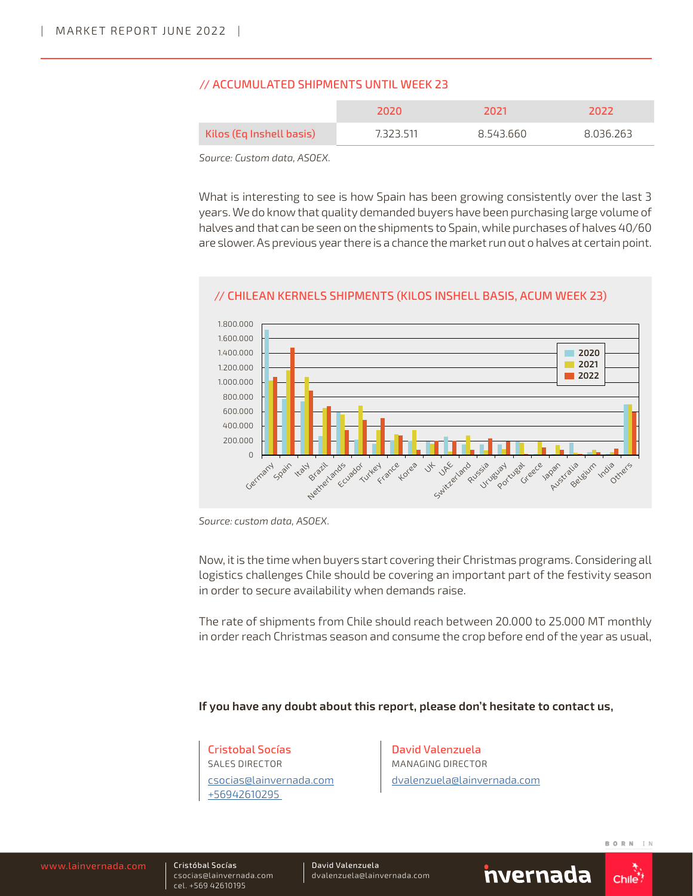// ACCUMULATED SHIPMENTS UNTIL WEEK 23

| | 2020 | 2021 | 2022 |
|---|---|---|---|
| Kilos (Eq Inshell basis) | 7.323.511 | 8.543.660 | 8.036.263 |

*Source: Custom data, ASOEX.*

What is interesting to see is how Spain has been growing consistently over the last 3 years. We do know that quality demanded buyers have been purchasing large volume of halves and that can be seen on the shipments to Spain, while purchases of halves 40/60 are slower. As previous year there is a chance the market run out o halves at certain point.

// CHILEAN KERNELS SHIPMENTS (KILOS INSHELL BASIS, ACUM WEEK 23)

1.800.000
1.600.000
1.400.000
1.200.000
1.000.000
800.000
600.000
400.000
200.000
0

2020
2021
2022

Germany, Spain, Italy, Brazil, Netherlands, Ecuador, Turkey, France, Korea, UK, UAE, Switzerland, Russia, Uruguay, Portugal, Greece, Japan, Australia, Belgium, India, Others

*Source: custom data, ASOEX.*

Now, it is the time when buyers start covering their Christmas programs. Considering all logistics challenges Chile should be covering an important part of the festivity season in order to secure availability when demands raise.

The rate of shipments from Chile should reach between 20.000 to 25.000 MT monthly in order reach Christmas season and consume the crop before end of the year as usual,

**If you have any doubt about this report, please don't hesitate to contact us,**

Cristobal Socías
SALES DIRECTOR
csocias@lainvernada.com
+56942610295

David Valenzuela
MANAGING DIRECTOR
dvalenzuela@lainvernada.com